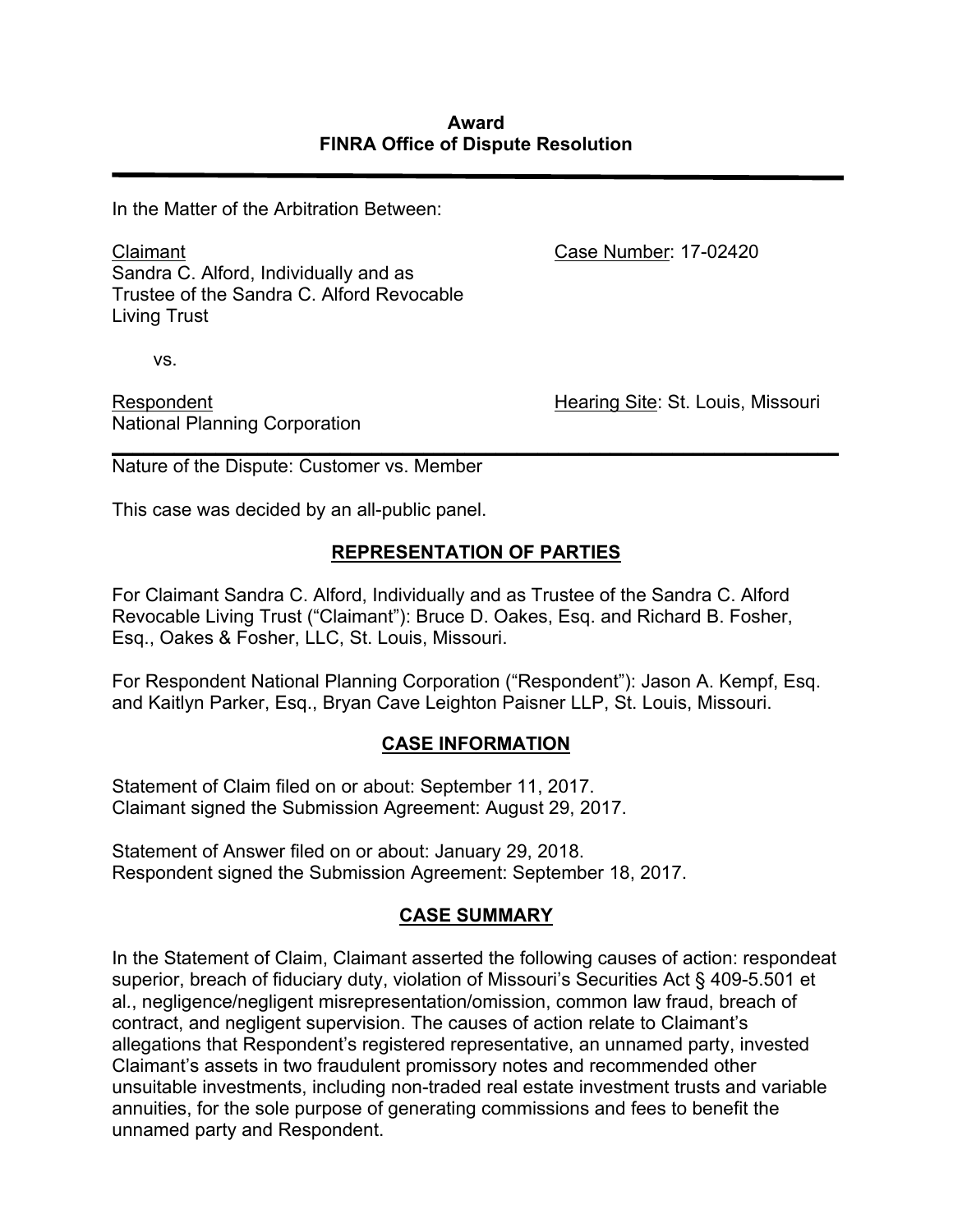**Award**
**FINRA Office of Dispute Resolution**

---

In the Matter of the Arbitration Between:

Claimant
Sandra C. Alford, Individually and as Trustee of the Sandra C. Alford Revocable Living Trust

Case Number: 17-02420

vs.

Respondent
National Planning Corporation

Hearing Site: St. Louis, Missouri

---

Nature of the Dispute: Customer vs. Member

This case was decided by an all-public panel.

## REPRESENTATION OF PARTIES

For Claimant Sandra C. Alford, Individually and as Trustee of the Sandra C. Alford Revocable Living Trust ("Claimant"): Bruce D. Oakes, Esq. and Richard B. Fosher, Esq., Oakes & Fosher, LLC, St. Louis, Missouri.

For Respondent National Planning Corporation ("Respondent"): Jason A. Kempf, Esq. and Kaitlyn Parker, Esq., Bryan Cave Leighton Paisner LLP, St. Louis, Missouri.

## CASE INFORMATION

Statement of Claim filed on or about: September 11, 2017.
Claimant signed the Submission Agreement: August 29, 2017.

Statement of Answer filed on or about: January 29, 2018.
Respondent signed the Submission Agreement: September 18, 2017.

## CASE SUMMARY

In the Statement of Claim, Claimant asserted the following causes of action: respondeat superior, breach of fiduciary duty, violation of Missouri's Securities Act § 409-5.501 et al., negligence/negligent misrepresentation/omission, common law fraud, breach of contract, and negligent supervision. The causes of action relate to Claimant's allegations that Respondent's registered representative, an unnamed party, invested Claimant's assets in two fraudulent promissory notes and recommended other unsuitable investments, including non-traded real estate investment trusts and variable annuities, for the sole purpose of generating commissions and fees to benefit the unnamed party and Respondent.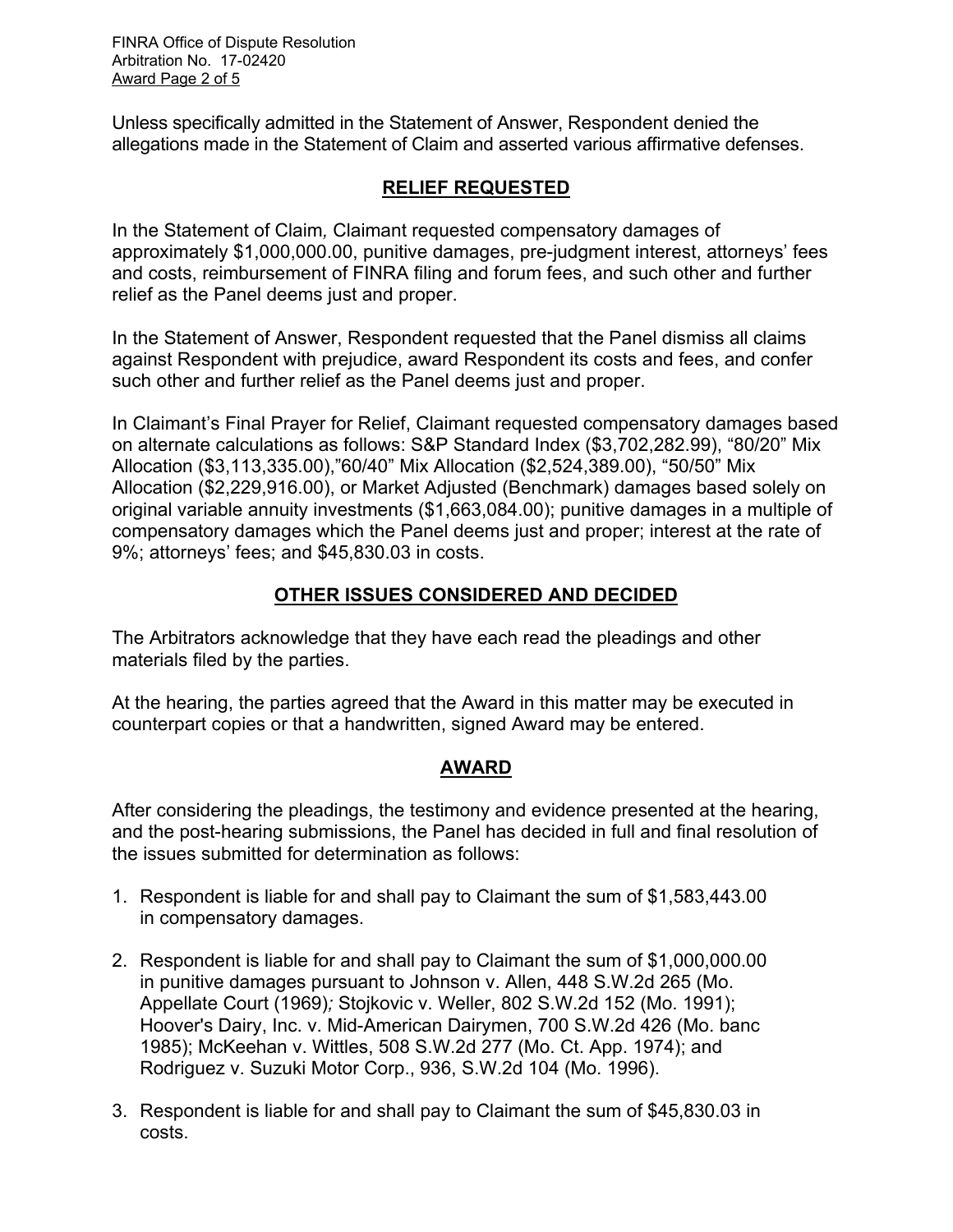Unless specifically admitted in the Statement of Answer, Respondent denied the allegations made in the Statement of Claim and asserted various affirmative defenses.

## RELIEF REQUESTED

In the Statement of Claim*,* Claimant requested compensatory damages of approximately $1,000,000.00, punitive damages, pre-judgment interest, attorneys' fees and costs, reimbursement of FINRA filing and forum fees, and such other and further relief as the Panel deems just and proper.

In the Statement of Answer, Respondent requested that the Panel dismiss all claims against Respondent with prejudice, award Respondent its costs and fees, and confer such other and further relief as the Panel deems just and proper.

In Claimant's Final Prayer for Relief, Claimant requested compensatory damages based on alternate calculations as follows: S&P Standard Index ($3,702,282.99), "80/20" Mix Allocation ($3,113,335.00),"60/40" Mix Allocation ($2,524,389.00), "50/50" Mix Allocation ($2,229,916.00), or Market Adjusted (Benchmark) damages based solely on original variable annuity investments ($1,663,084.00); punitive damages in a multiple of compensatory damages which the Panel deems just and proper; interest at the rate of 9%; attorneys' fees; and $45,830.03 in costs.

## OTHER ISSUES CONSIDERED AND DECIDED

The Arbitrators acknowledge that they have each read the pleadings and other materials filed by the parties.

At the hearing, the parties agreed that the Award in this matter may be executed in counterpart copies or that a handwritten, signed Award may be entered.

## AWARD

After considering the pleadings, the testimony and evidence presented at the hearing, and the post-hearing submissions, the Panel has decided in full and final resolution of the issues submitted for determination as follows:

1. Respondent is liable for and shall pay to Claimant the sum of $1,583,443.00 in compensatory damages.

2. Respondent is liable for and shall pay to Claimant the sum of $1,000,000.00 in punitive damages pursuant to Johnson v. Allen, 448 S.W.2d 265 (Mo. Appellate Court (1969)*;* Stojkovic v. Weller, 802 S.W.2d 152 (Mo. 1991); Hoover's Dairy, Inc. v. Mid-American Dairymen, 700 S.W.2d 426 (Mo. banc 1985); McKeehan v. Wittles, 508 S.W.2d 277 (Mo. Ct. App. 1974); and Rodriguez v. Suzuki Motor Corp., 936, S.W.2d 104 (Mo. 1996).

3. Respondent is liable for and shall pay to Claimant the sum of $45,830.03 in costs.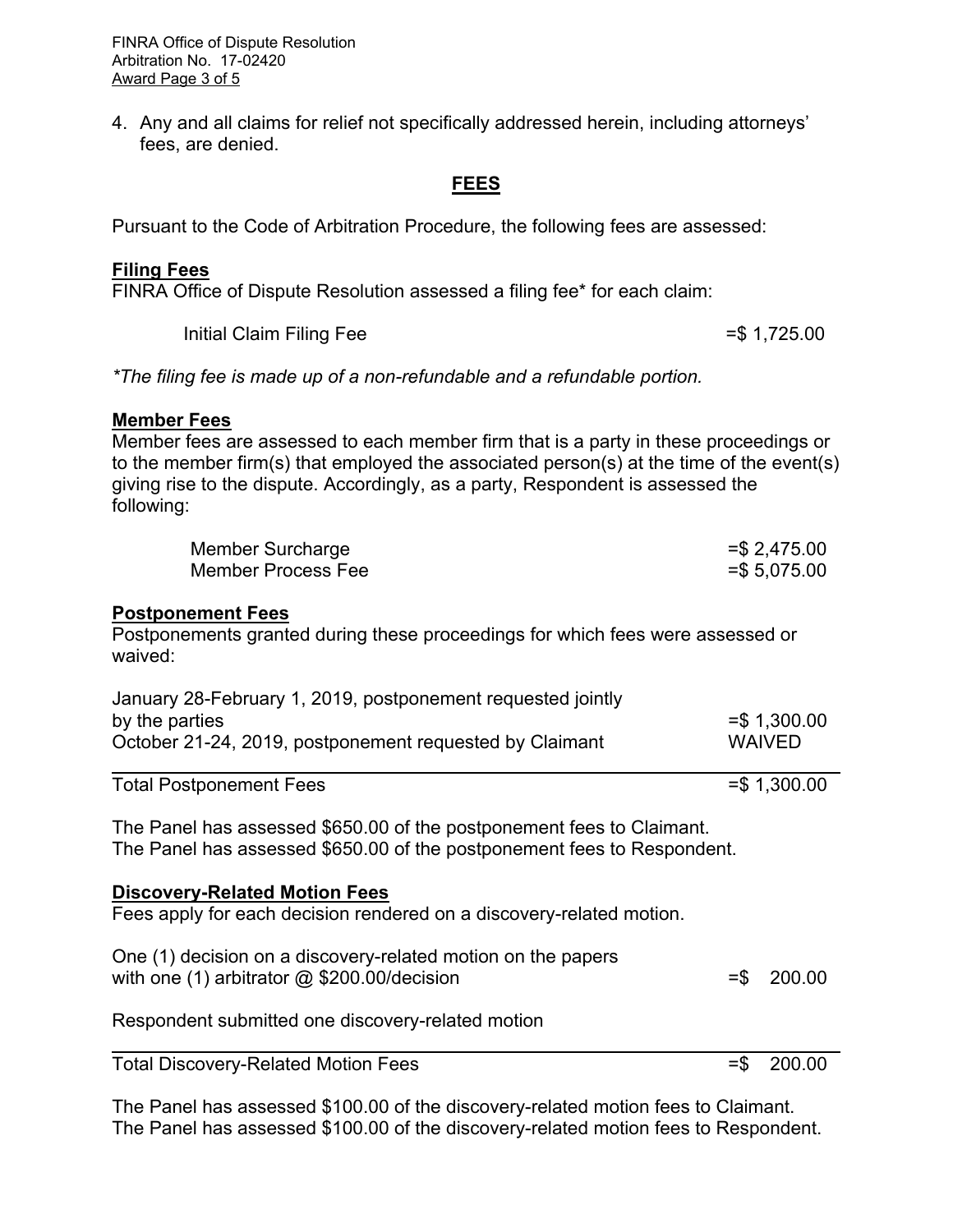4. Any and all claims for relief not specifically addressed herein, including attorneys' fees, are denied.

## FEES

Pursuant to the Code of Arbitration Procedure, the following fees are assessed:

**Filing Fees**
FINRA Office of Dispute Resolution assessed a filing fee* for each claim:

| | |
|---|---|
| Initial Claim Filing Fee | =$ 1,725.00 |

*\*The filing fee is made up of a non-refundable and a refundable portion.*

**Member Fees**
Member fees are assessed to each member firm that is a party in these proceedings or to the member firm(s) that employed the associated person(s) at the time of the event(s) giving rise to the dispute. Accordingly, as a party, Respondent is assessed the following:

| | |
|---|---|
| Member Surcharge | =$ 2,475.00 |
| Member Process Fee | =$ 5,075.00 |

**Postponement Fees**
Postponements granted during these proceedings for which fees were assessed or waived:

| | |
|---|---|
| January 28-February 1, 2019, postponement requested jointly by the parties | =$ 1,300.00 |
| October 21-24, 2019, postponement requested by Claimant | WAIVED |
| Total Postponement Fees | =$ 1,300.00 |

The Panel has assessed $650.00 of the postponement fees to Claimant.
The Panel has assessed $650.00 of the postponement fees to Respondent.

**Discovery-Related Motion Fees**
Fees apply for each decision rendered on a discovery-related motion.

| | |
|---|---|
| One (1) decision on a discovery-related motion on the papers with one (1) arbitrator @ $200.00/decision | =$ 200.00 |

Respondent submitted one discovery-related motion

| | |
|---|---|
| Total Discovery-Related Motion Fees | =$ 200.00 |

The Panel has assessed $100.00 of the discovery-related motion fees to Claimant.
The Panel has assessed $100.00 of the discovery-related motion fees to Respondent.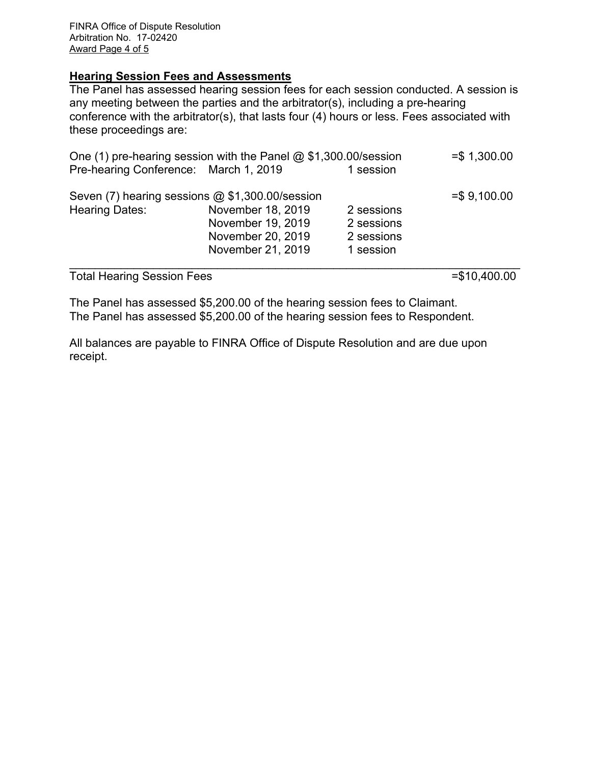**Hearing Session Fees and Assessments**

The Panel has assessed hearing session fees for each session conducted. A session is any meeting between the parties and the arbitrator(s), including a pre-hearing conference with the arbitrator(s), that lasts four (4) hours or less. Fees associated with these proceedings are:

| | | | |
|---|---|---|---|
| One (1) pre-hearing session with the Panel @ $1,300.00/session | | | =$ 1,300.00 |
| Pre-hearing Conference: | March 1, 2019 | 1 session | |
| | | | |
| Seven (7) hearing sessions @ $1,300.00/session | | | =$ 9,100.00 |
| Hearing Dates: | November 18, 2019 | 2 sessions | |
| | November 19, 2019 | 2 sessions | |
| | November 20, 2019 | 2 sessions | |
| | November 21, 2019 | 1 session | |
| **Total Hearing Session Fees** | | | =$10,400.00 |

The Panel has assessed $5,200.00 of the hearing session fees to Claimant.
The Panel has assessed $5,200.00 of the hearing session fees to Respondent.

All balances are payable to FINRA Office of Dispute Resolution and are due upon receipt.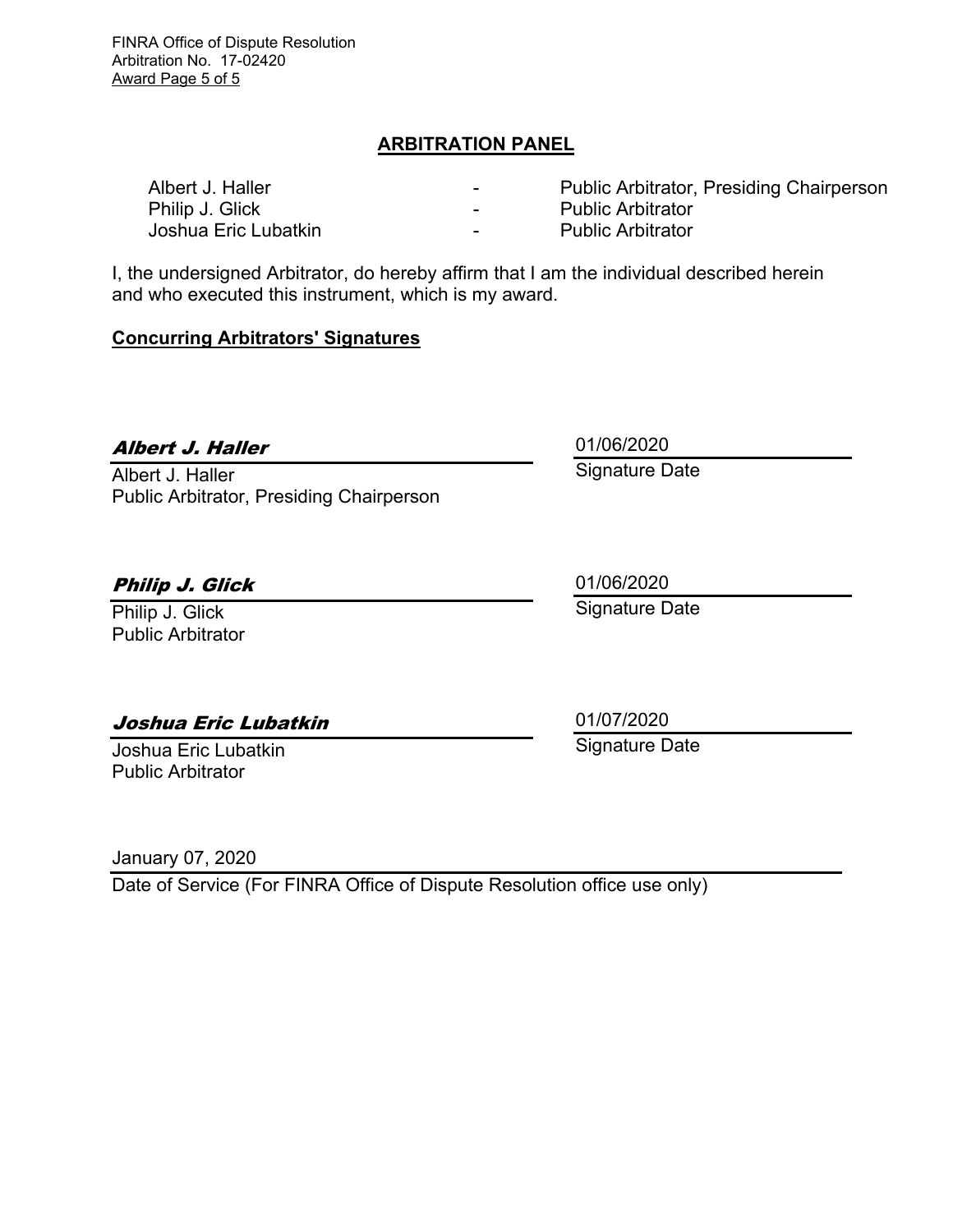## ARBITRATION PANEL

| | | |
|---|---|---|
| Albert J. Haller | - | Public Arbitrator, Presiding Chairperson |
| Philip J. Glick | - | Public Arbitrator |
| Joshua Eric Lubatkin | - | Public Arbitrator |

I, the undersigned Arbitrator, do hereby affirm that I am the individual described herein and who executed this instrument, which is my award.

**Concurring Arbitrators' Signatures**

*Albert J. Haller* — 01/06/2020

Albert J. Haller
Public Arbitrator, Presiding Chairperson
Signature Date

*Philip J. Glick* — 01/06/2020

Philip J. Glick
Public Arbitrator
Signature Date

*Joshua Eric Lubatkin* — 01/07/2020

Joshua Eric Lubatkin
Public Arbitrator
Signature Date

January 07, 2020

Date of Service (For FINRA Office of Dispute Resolution office use only)